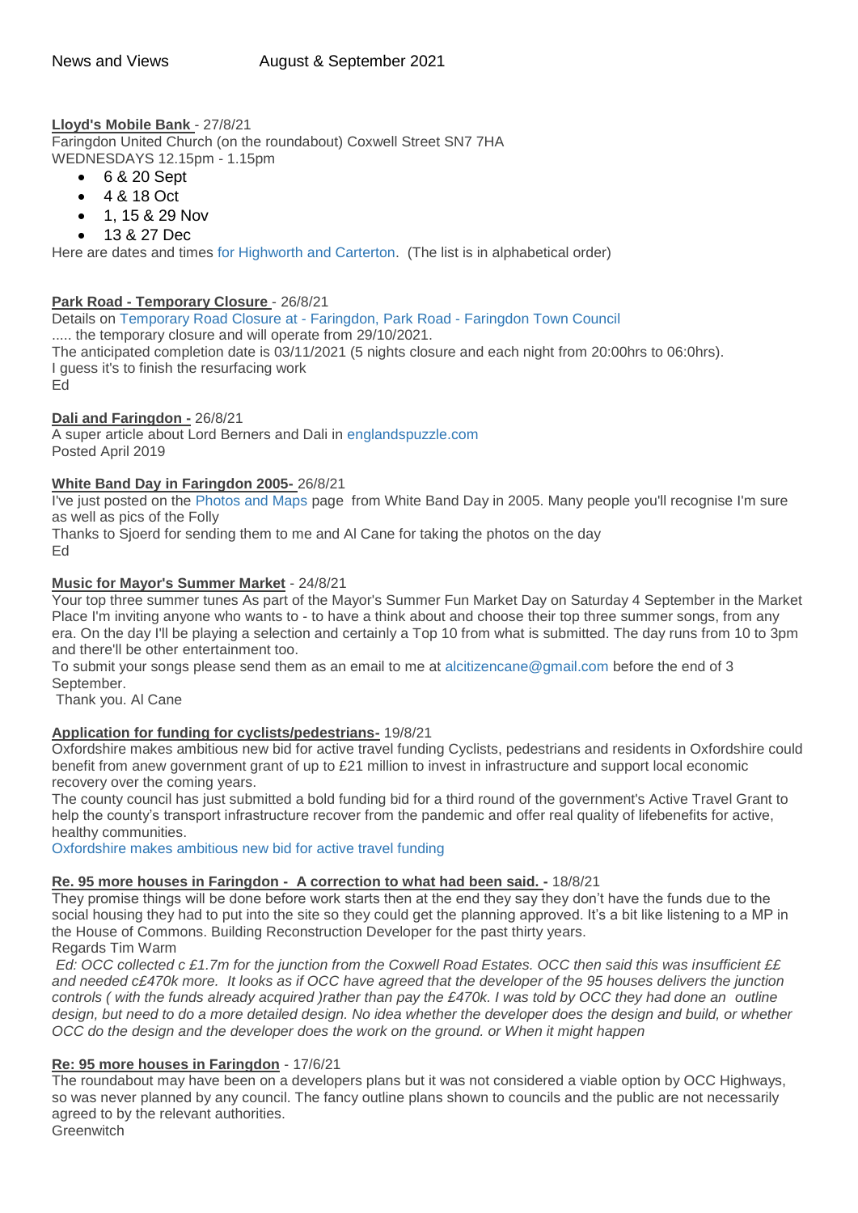News and Views August & September 2021

**Lloyd's Mobile Bank** - 27/8/21
Faringdon United Church (on the roundabout) Coxwell Street SN7 7HA
WEDNESDAYS 12.15pm - 1.15pm

- 6 & 20 Sept
- 4 & 18 Oct
- 1, 15 & 29 Nov
- 13 & 27 Dec

Here are dates and times for Highworth and Carterton. (The list is in alphabetical order)

**Park Road - Temporary Closure** - 26/8/21
Details on Temporary Road Closure at - Faringdon, Park Road - Faringdon Town Council
..... the temporary closure and will operate from 29/10/2021.
The anticipated completion date is 03/11/2021 (5 nights closure and each night from 20:00hrs to 06:0hrs).
I guess it's to finish the resurfacing work
Ed

**Dali and Faringdon -** 26/8/21
A super article about Lord Berners and Dali in englandspuzzle.com
Posted April 2019

**White Band Day in Faringdon 2005-** 26/8/21
I've just posted on the Photos and Maps page from White Band Day in 2005. Many people you'll recognise I'm sure as well as pics of the Folly
Thanks to Sjoerd for sending them to me and Al Cane for taking the photos on the day
Ed

**Music for Mayor's Summer Market** - 24/8/21
Your top three summer tunes As part of the Mayor's Summer Fun Market Day on Saturday 4 September in the Market Place I'm inviting anyone who wants to - to have a think about and choose their top three summer songs, from any era. On the day I'll be playing a selection and certainly a Top 10 from what is submitted. The day runs from 10 to 3pm and there'll be other entertainment too.
To submit your songs please send them as an email to me at alcitizencane@gmail.com before the end of 3 September.
Thank you. Al Cane

**Application for funding for cyclists/pedestrians-** 19/8/21
Oxfordshire makes ambitious new bid for active travel funding Cyclists, pedestrians and residents in Oxfordshire could benefit from anew government grant of up to £21 million to invest in infrastructure and support local economic recovery over the coming years.
The county council has just submitted a bold funding bid for a third round of the government's Active Travel Grant to help the county's transport infrastructure recover from the pandemic and offer real quality of lifebenefits for active, healthy communities.
Oxfordshire makes ambitious new bid for active travel funding

**Re. 95 more houses in Faringdon - A correction to what had been said. -** 18/8/21
They promise things will be done before work starts then at the end they say they don't have the funds due to the social housing they had to put into the site so they could get the planning approved. It's a bit like listening to a MP in the House of Commons. Building Reconstruction Developer for the past thirty years.
Regards Tim Warm

*Ed: OCC collected c £1.7m for the junction from the Coxwell Road Estates. OCC then said this was insufficient ££ and needed c£470k more. It looks as if OCC have agreed that the developer of the 95 houses delivers the junction controls ( with the funds already acquired )rather than pay the £470k. I was told by OCC they had done an outline design, but need to do a more detailed design. No idea whether the developer does the design and build, or whether OCC do the design and the developer does the work on the ground. or When it might happen*

**Re: 95 more houses in Faringdon** - 17/6/21
The roundabout may have been on a developers plans but it was not considered a viable option by OCC Highways, so was never planned by any council. The fancy outline plans shown to councils and the public are not necessarily agreed to by the relevant authorities.
Greenwitch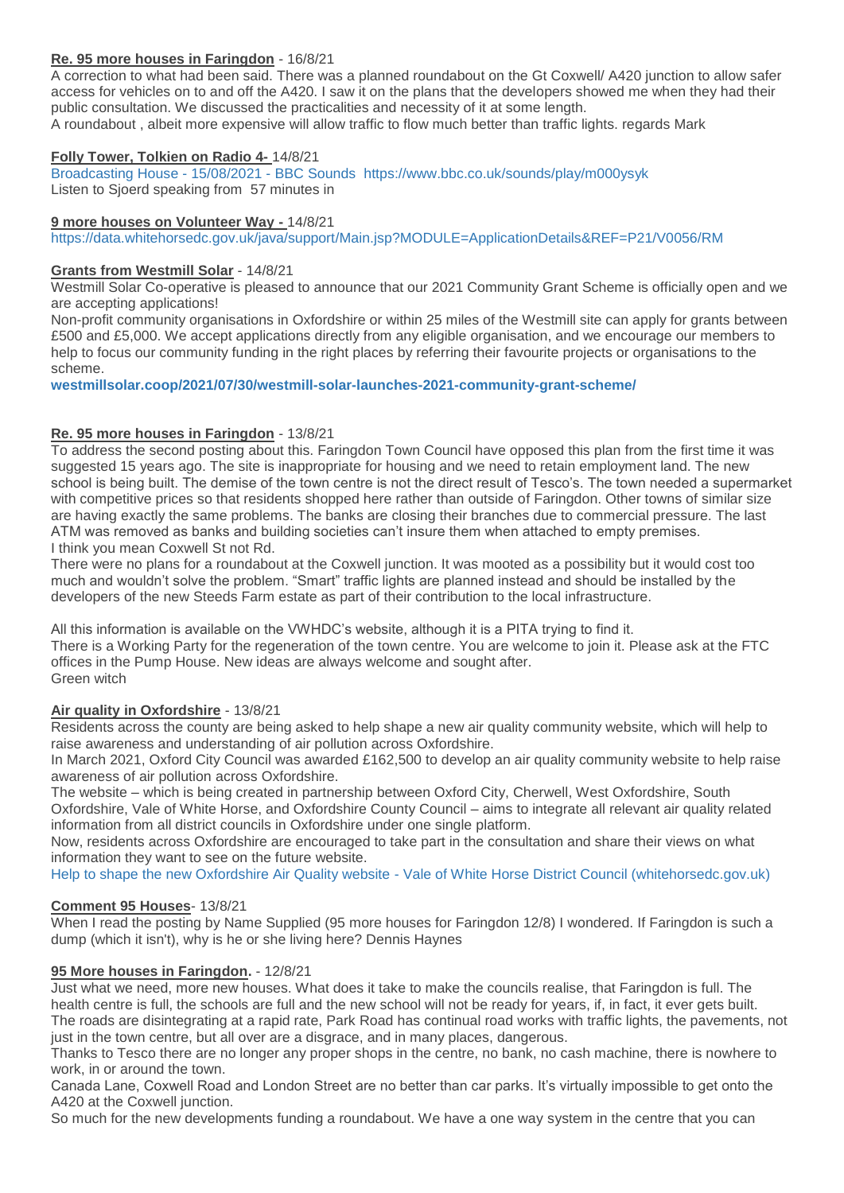**Re. 95 more houses in Faringdon** - 16/8/21

A correction to what had been said. There was a planned roundabout on the Gt Coxwell/ A420 junction to allow safer access for vehicles on to and off the A420. I saw it on the plans that the developers showed me when they had their public consultation. We discussed the practicalities and necessity of it at some length.
A roundabout , albeit more expensive will allow traffic to flow much better than traffic lights. regards Mark

**Folly Tower, Tolkien on Radio 4-** 14/8/21

Broadcasting House - 15/08/2021 - BBC Sounds https://www.bbc.co.uk/sounds/play/m000ysyk
Listen to Sjoerd speaking from 57 minutes in

**9 more houses on Volunteer Way -** 14/8/21

https://data.whitehorsedc.gov.uk/java/support/Main.jsp?MODULE=ApplicationDetails&REF=P21/V0056/RM

**Grants from Westmill Solar** - 14/8/21

Westmill Solar Co-operative is pleased to announce that our 2021 Community Grant Scheme is officially open and we are accepting applications!

Non-profit community organisations in Oxfordshire or within 25 miles of the Westmill site can apply for grants between £500 and £5,000. We accept applications directly from any eligible organisation, and we encourage our members to help to focus our community funding in the right places by referring their favourite projects or organisations to the scheme.

**westmillsolar.coop/2021/07/30/westmill-solar-launches-2021-community-grant-scheme/**

**Re. 95 more houses in Faringdon** - 13/8/21

To address the second posting about this. Faringdon Town Council have opposed this plan from the first time it was suggested 15 years ago. The site is inappropriate for housing and we need to retain employment land. The new school is being built. The demise of the town centre is not the direct result of Tesco's. The town needed a supermarket with competitive prices so that residents shopped here rather than outside of Faringdon. Other towns of similar size are having exactly the same problems. The banks are closing their branches due to commercial pressure. The last ATM was removed as banks and building societies can't insure them when attached to empty premises.
I think you mean Coxwell St not Rd.

There were no plans for a roundabout at the Coxwell junction. It was mooted as a possibility but it would cost too much and wouldn't solve the problem. "Smart" traffic lights are planned instead and should be installed by the developers of the new Steeds Farm estate as part of their contribution to the local infrastructure.

All this information is available on the VWHDC's website, although it is a PITA trying to find it.
There is a Working Party for the regeneration of the town centre. You are welcome to join it. Please ask at the FTC offices in the Pump House. New ideas are always welcome and sought after.
Green witch

**Air quality in Oxfordshire** - 13/8/21

Residents across the county are being asked to help shape a new air quality community website, which will help to raise awareness and understanding of air pollution across Oxfordshire.

In March 2021, Oxford City Council was awarded £162,500 to develop an air quality community website to help raise awareness of air pollution across Oxfordshire.

The website – which is being created in partnership between Oxford City, Cherwell, West Oxfordshire, South Oxfordshire, Vale of White Horse, and Oxfordshire County Council – aims to integrate all relevant air quality related information from all district councils in Oxfordshire under one single platform.

Now, residents across Oxfordshire are encouraged to take part in the consultation and share their views on what information they want to see on the future website.

Help to shape the new Oxfordshire Air Quality website - Vale of White Horse District Council (whitehorsedc.gov.uk)

**Comment 95 Houses**- 13/8/21

When I read the posting by Name Supplied (95 more houses for Faringdon 12/8) I wondered. If Faringdon is such a dump (which it isn't), why is he or she living here? Dennis Haynes

**95 More houses in Faringdon.** - 12/8/21

Just what we need, more new houses. What does it take to make the councils realise, that Faringdon is full. The health centre is full, the schools are full and the new school will not be ready for years, if, in fact, it ever gets built. The roads are disintegrating at a rapid rate, Park Road has continual road works with traffic lights, the pavements, not just in the town centre, but all over are a disgrace, and in many places, dangerous.

Thanks to Tesco there are no longer any proper shops in the centre, no bank, no cash machine, there is nowhere to work, in or around the town.

Canada Lane, Coxwell Road and London Street are no better than car parks. It's virtually impossible to get onto the A420 at the Coxwell junction.

So much for the new developments funding a roundabout. We have a one way system in the centre that you can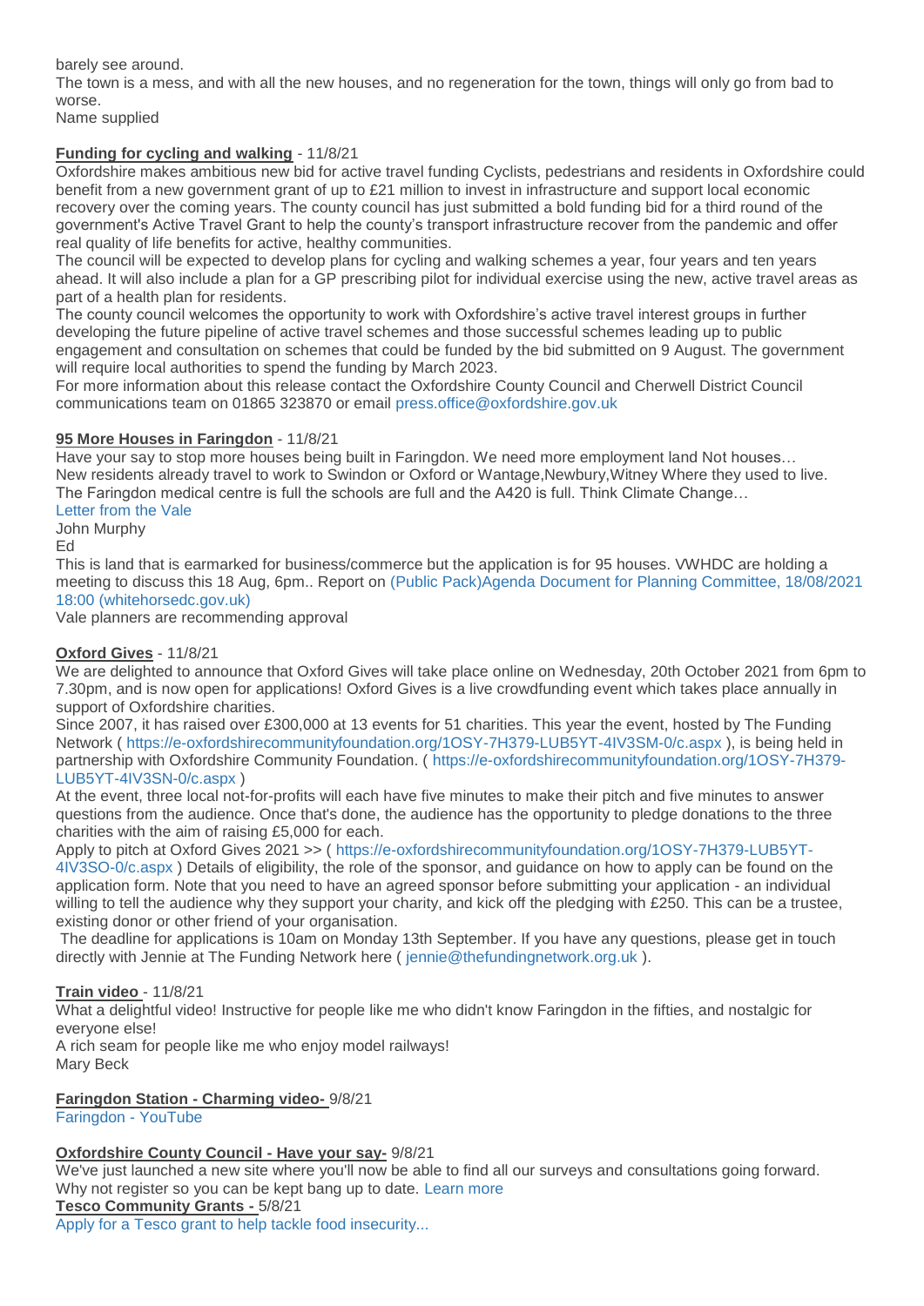barely see around.
The town is a mess, and with all the new houses, and no regeneration for the town, things will only go from bad to worse.
Name supplied

**Funding for cycling and walking** - 11/8/21

Oxfordshire makes ambitious new bid for active travel funding Cyclists, pedestrians and residents in Oxfordshire could benefit from a new government grant of up to £21 million to invest in infrastructure and support local economic recovery over the coming years. The county council has just submitted a bold funding bid for a third round of the government's Active Travel Grant to help the county's transport infrastructure recover from the pandemic and offer real quality of life benefits for active, healthy communities.
The council will be expected to develop plans for cycling and walking schemes a year, four years and ten years ahead. It will also include a plan for a GP prescribing pilot for individual exercise using the new, active travel areas as part of a health plan for residents.
The county council welcomes the opportunity to work with Oxfordshire's active travel interest groups in further developing the future pipeline of active travel schemes and those successful schemes leading up to public engagement and consultation on schemes that could be funded by the bid submitted on 9 August. The government will require local authorities to spend the funding by March 2023.
For more information about this release contact the Oxfordshire County Council and Cherwell District Council communications team on 01865 323870 or email press.office@oxfordshire.gov.uk

**95 More Houses in Faringdon** - 11/8/21

Have your say to stop more houses being built in Faringdon. We need more employment land Not houses…
New residents already travel to work to Swindon or Oxford or Wantage,Newbury,Witney Where they used to live.
The Faringdon medical centre is full the schools are full and the A420 is full. Think Climate Change…
Letter from the Vale
John Murphy
Ed
This is land that is earmarked for business/commerce but the application is for 95 houses. VWHDC are holding a meeting to discuss this 18 Aug, 6pm.. Report on (Public Pack)Agenda Document for Planning Committee, 18/08/2021 18:00 (whitehorsedc.gov.uk)
Vale planners are recommending approval

**Oxford Gives** - 11/8/21

We are delighted to announce that Oxford Gives will take place online on Wednesday, 20th October 2021 from 6pm to 7.30pm, and is now open for applications! Oxford Gives is a live crowdfunding event which takes place annually in support of Oxfordshire charities.
Since 2007, it has raised over £300,000 at 13 events for 51 charities. This year the event, hosted by The Funding Network ( https://e-oxfordshirecommunityfoundation.org/1OSY-7H379-LUB5YT-4IV3SM-0/c.aspx ), is being held in partnership with Oxfordshire Community Foundation. ( https://e-oxfordshirecommunityfoundation.org/1OSY-7H379-LUB5YT-4IV3SN-0/c.aspx )
At the event, three local not-for-profits will each have five minutes to make their pitch and five minutes to answer questions from the audience. Once that's done, the audience has the opportunity to pledge donations to the three charities with the aim of raising £5,000 for each.
Apply to pitch at Oxford Gives 2021 >> ( https://e-oxfordshirecommunityfoundation.org/1OSY-7H379-LUB5YT-4IV3SO-0/c.aspx ) Details of eligibility, the role of the sponsor, and guidance on how to apply can be found on the application form. Note that you need to have an agreed sponsor before submitting your application - an individual willing to tell the audience why they support your charity, and kick off the pledging with £250. This can be a trustee, existing donor or other friend of your organisation.
The deadline for applications is 10am on Monday 13th September. If you have any questions, please get in touch directly with Jennie at The Funding Network here ( jennie@thefundingnetwork.org.uk ).

**Train video** - 11/8/21

What a delightful video! Instructive for people like me who didn't know Faringdon in the fifties, and nostalgic for everyone else!
A rich seam for people like me who enjoy model railways!
Mary Beck

**Faringdon Station - Charming video-** 9/8/21

Faringdon - YouTube

**Oxfordshire County Council - Have your say-** 9/8/21

We've just launched a new site where you'll now be able to find all our surveys and consultations going forward.
Why not register so you can be kept bang up to date. Learn more

**Tesco Community Grants -** 5/8/21

Apply for a Tesco grant to help tackle food insecurity...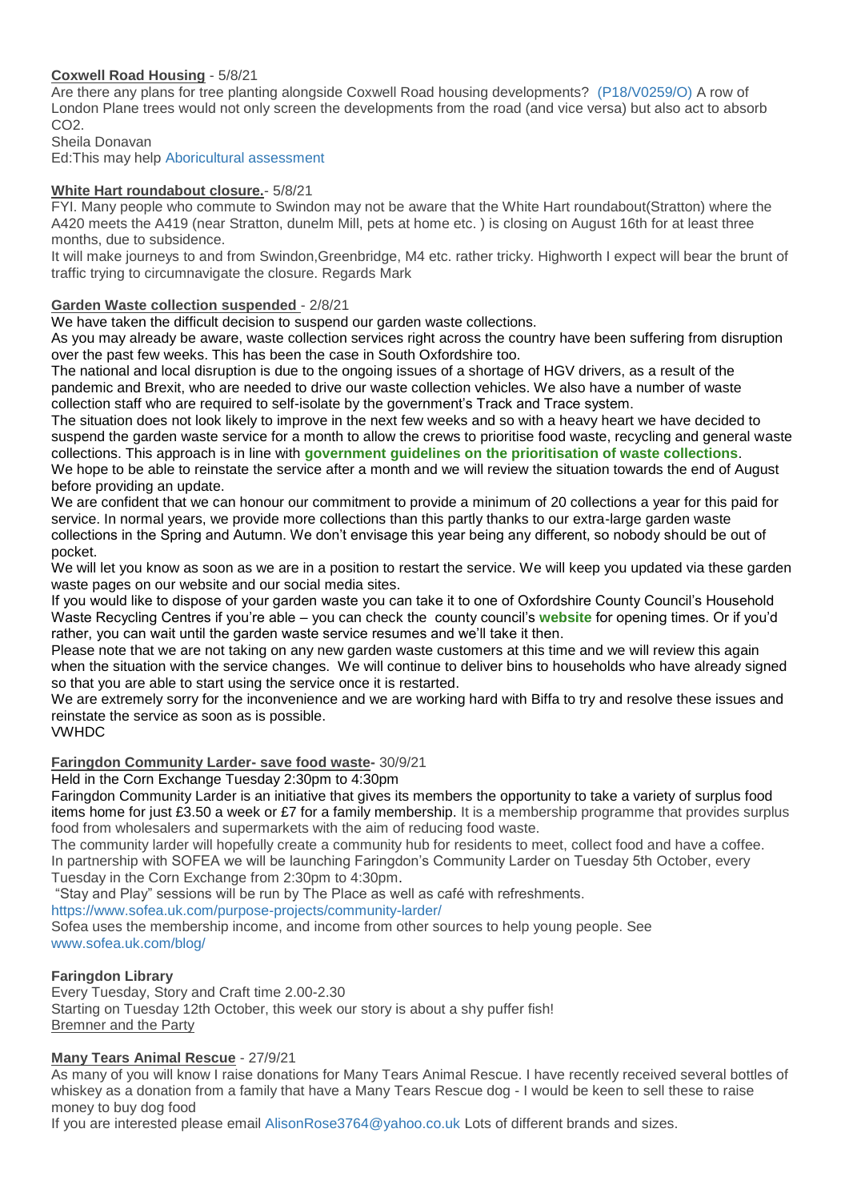**Coxwell Road Housing** - 5/8/21

Are there any plans for tree planting alongside Coxwell Road housing developments? (P18/V0259/O) A row of London Plane trees would not only screen the developments from the road (and vice versa) but also act to absorb $CO_2$.

Sheila Donavan

Ed:This may help Aboricultural assessment

**White Hart roundabout closure.**- 5/8/21

FYI. Many people who commute to Swindon may not be aware that the White Hart roundabout(Stratton) where the A420 meets the A419 (near Stratton, dunelm Mill, pets at home etc. ) is closing on August 16th for at least three months, due to subsidence.

It will make journeys to and from Swindon,Greenbridge, M4 etc. rather tricky. Highworth I expect will bear the brunt of traffic trying to circumnavigate the closure. Regards Mark

**Garden Waste collection suspended** - 2/8/21

We have taken the difficult decision to suspend our garden waste collections.

As you may already be aware, waste collection services right across the country have been suffering from disruption over the past few weeks. This has been the case in South Oxfordshire too.

The national and local disruption is due to the ongoing issues of a shortage of HGV drivers, as a result of the pandemic and Brexit, who are needed to drive our waste collection vehicles. We also have a number of waste collection staff who are required to self-isolate by the government's Track and Trace system.

The situation does not look likely to improve in the next few weeks and so with a heavy heart we have decided to suspend the garden waste service for a month to allow the crews to prioritise food waste, recycling and general waste collections. This approach is in line with **government guidelines on the prioritisation of waste collections**.

We hope to be able to reinstate the service after a month and we will review the situation towards the end of August before providing an update.

We are confident that we can honour our commitment to provide a minimum of 20 collections a year for this paid for service. In normal years, we provide more collections than this partly thanks to our extra-large garden waste collections in the Spring and Autumn. We don't envisage this year being any different, so nobody should be out of pocket.

We will let you know as soon as we are in a position to restart the service. We will keep you updated via these garden waste pages on our website and our social media sites.

If you would like to dispose of your garden waste you can take it to one of Oxfordshire County Council's Household Waste Recycling Centres if you're able – you can check the county council's **website** for opening times. Or if you'd rather, you can wait until the garden waste service resumes and we'll take it then.

Please note that we are not taking on any new garden waste customers at this time and we will review this again when the situation with the service changes. We will continue to deliver bins to households who have already signed so that you are able to start using the service once it is restarted.

We are extremely sorry for the inconvenience and we are working hard with Biffa to try and resolve these issues and reinstate the service as soon as is possible.

VWHDC

**Faringdon Community Larder- save food waste-** 30/9/21

Held in the Corn Exchange Tuesday 2:30pm to 4:30pm

Faringdon Community Larder is an initiative that gives its members the opportunity to take a variety of surplus food items home for just £3.50 a week or £7 for a family membership. It is a membership programme that provides surplus food from wholesalers and supermarkets with the aim of reducing food waste.

The community larder will hopefully create a community hub for residents to meet, collect food and have a coffee. In partnership with SOFEA we will be launching Faringdon's Community Larder on Tuesday 5th October, every Tuesday in the Corn Exchange from 2:30pm to 4:30pm.

"Stay and Play" sessions will be run by The Place as well as café with refreshments.

https://www.sofea.uk.com/purpose-projects/community-larder/

Sofea uses the membership income, and income from other sources to help young people. See www.sofea.uk.com/blog/

**Faringdon Library**

Every Tuesday, Story and Craft time 2.00-2.30

Starting on Tuesday 12th October, this week our story is about a shy puffer fish!

Bremner and the Party

**Many Tears Animal Rescue** - 27/9/21

As many of you will know I raise donations for Many Tears Animal Rescue. I have recently received several bottles of whiskey as a donation from a family that have a Many Tears Rescue dog - I would be keen to sell these to raise money to buy dog food

If you are interested please email AlisonRose3764@yahoo.co.uk Lots of different brands and sizes.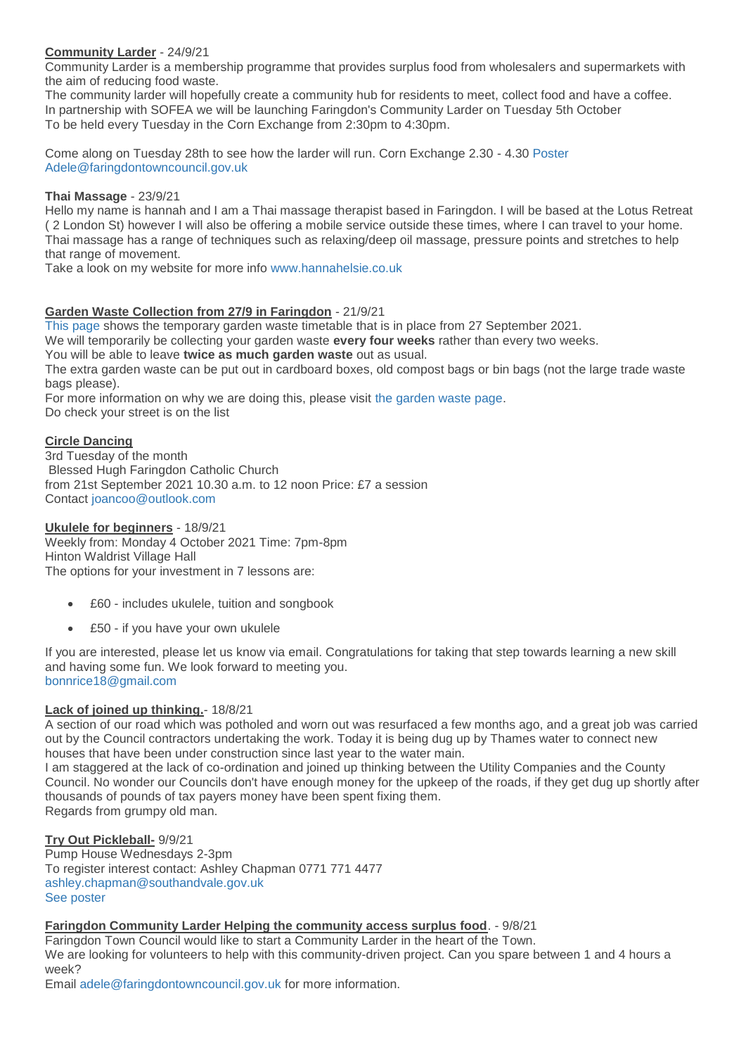**Community Larder** - 24/9/21

Community Larder is a membership programme that provides surplus food from wholesalers and supermarkets with the aim of reducing food waste.

The community larder will hopefully create a community hub for residents to meet, collect food and have a coffee.

In partnership with SOFEA we will be launching Faringdon's Community Larder on Tuesday 5th October

To be held every Tuesday in the Corn Exchange from 2:30pm to 4:30pm.

Come along on Tuesday 28th to see how the larder will run. Corn Exchange 2.30 - 4.30 Poster

Adele@faringdontowncouncil.gov.uk

**Thai Massage** - 23/9/21

Hello my name is hannah and I am a Thai massage therapist based in Faringdon. I will be based at the Lotus Retreat ( 2 London St) however I will also be offering a mobile service outside these times, where I can travel to your home. Thai massage has a range of techniques such as relaxing/deep oil massage, pressure points and stretches to help that range of movement.

Take a look on my website for more info www.hannahelsie.co.uk

**Garden Waste Collection from 27/9 in Faringdon** - 21/9/21

This page shows the temporary garden waste timetable that is in place from 27 September 2021.

We will temporarily be collecting your garden waste **every four weeks** rather than every two weeks.

You will be able to leave **twice as much garden waste** out as usual.

The extra garden waste can be put out in cardboard boxes, old compost bags or bin bags (not the large trade waste bags please).

For more information on why we are doing this, please visit the garden waste page.

Do check your street is on the list

**Circle Dancing**

3rd Tuesday of the month

Blessed Hugh Faringdon Catholic Church

from 21st September 2021 10.30 a.m. to 12 noon Price: £7 a session

Contact joancoo@outlook.com

**Ukulele for beginners** - 18/9/21

Weekly from: Monday 4 October 2021 Time: 7pm-8pm

Hinton Waldrist Village Hall

The options for your investment in 7 lessons are:

- £60 - includes ukulele, tuition and songbook
- £50 - if you have your own ukulele

If you are interested, please let us know via email. Congratulations for taking that step towards learning a new skill and having some fun. We look forward to meeting you.

bonnrice18@gmail.com

**Lack of joined up thinking.**- 18/8/21

A section of our road which was potholed and worn out was resurfaced a few months ago, and a great job was carried out by the Council contractors undertaking the work. Today it is being dug up by Thames water to connect new houses that have been under construction since last year to the water main.

I am staggered at the lack of co-ordination and joined up thinking between the Utility Companies and the County Council. No wonder our Councils don't have enough money for the upkeep of the roads, if they get dug up shortly after thousands of pounds of tax payers money have been spent fixing them.

Regards from grumpy old man.

**Try Out Pickleball-** 9/9/21

Pump House Wednesdays 2-3pm

To register interest contact: Ashley Chapman 0771 771 4477

ashley.chapman@southandvale.gov.uk

See poster

**Faringdon Community Larder Helping the community access surplus food**. - 9/8/21

Faringdon Town Council would like to start a Community Larder in the heart of the Town.

We are looking for volunteers to help with this community-driven project. Can you spare between 1 and 4 hours a week?

Email adele@faringdontowncouncil.gov.uk for more information.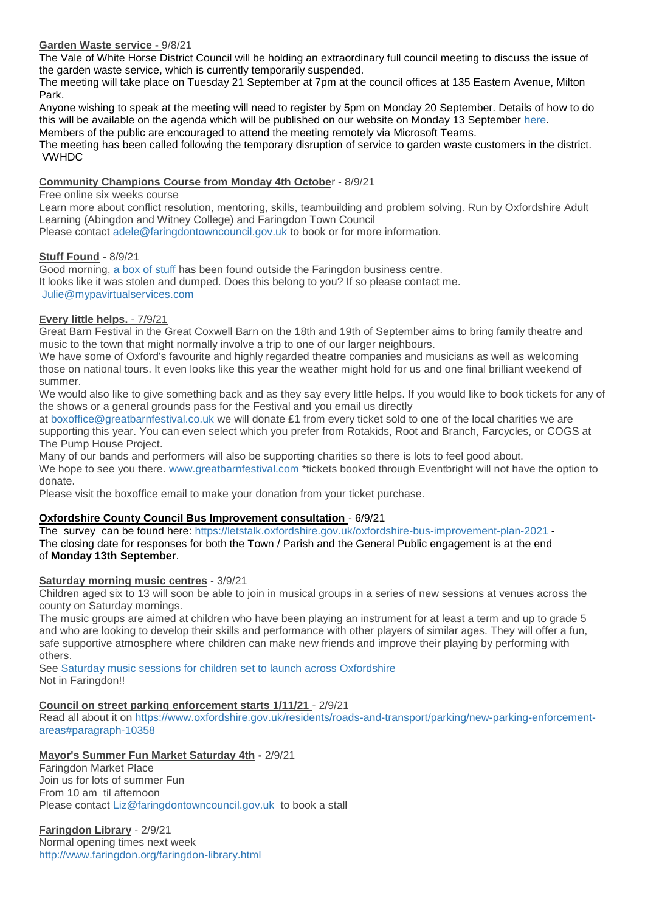**Garden Waste service -** 9/8/21

The Vale of White Horse District Council will be holding an extraordinary full council meeting to discuss the issue of the garden waste service, which is currently temporarily suspended.

The meeting will take place on Tuesday 21 September at 7pm at the council offices at 135 Eastern Avenue, Milton Park.

Anyone wishing to speak at the meeting will need to register by 5pm on Monday 20 September. Details of how to do this will be available on the agenda which will be published on our website on Monday 13 September here.

Members of the public are encouraged to attend the meeting remotely via Microsoft Teams.

The meeting has been called following the temporary disruption of service to garden waste customers in the district.

VWHDC

**Community Champions Course from Monday 4th October** - 8/9/21

Free online six weeks course

Learn more about conflict resolution, mentoring, skills, teambuilding and problem solving. Run by Oxfordshire Adult Learning (Abingdon and Witney College) and Faringdon Town Council

Please contact adele@faringdontowncouncil.gov.uk to book or for more information.

**Stuff Found** - 8/9/21

Good morning, a box of stuff has been found outside the Faringdon business centre.

It looks like it was stolen and dumped. Does this belong to you? If so please contact me.

Julie@mypavirtualservices.com

**Every little helps.** - 7/9/21

Great Barn Festival in the Great Coxwell Barn on the 18th and 19th of September aims to bring family theatre and music to the town that might normally involve a trip to one of our larger neighbours.

We have some of Oxford's favourite and highly regarded theatre companies and musicians as well as welcoming those on national tours. It even looks like this year the weather might hold for us and one final brilliant weekend of summer.

We would also like to give something back and as they say every little helps. If you would like to book tickets for any of the shows or a general grounds pass for the Festival and you email us directly at boxoffice@greatbarnfestival.co.uk we will donate £1 from every ticket sold to one of the local charities we are supporting this year. You can even select which you prefer from Rotakids, Root and Branch, Farcycles, or COGS at The Pump House Project.

Many of our bands and performers will also be supporting charities so there is lots to feel good about.

We hope to see you there. www.greatbarnfestival.com *tickets booked through Eventbright will not have the option to donate.

Please visit the boxoffice email to make your donation from your ticket purchase.

**Oxfordshire County Council Bus Improvement consultation** - 6/9/21

The survey can be found here: https://letstalk.oxfordshire.gov.uk/oxfordshire-bus-improvement-plan-2021 -

The closing date for responses for both the Town / Parish and the General Public engagement is at the end of **Monday 13th September**.

**Saturday morning music centres** - 3/9/21

Children aged six to 13 will soon be able to join in musical groups in a series of new sessions at venues across the county on Saturday mornings.

The music groups are aimed at children who have been playing an instrument for at least a term and up to grade 5 and who are looking to develop their skills and performance with other players of similar ages. They will offer a fun, safe supportive atmosphere where children can make new friends and improve their playing by performing with others.

See Saturday music sessions for children set to launch across Oxfordshire

Not in Faringdon!!

**Council on street parking enforcement starts 1/11/21** - 2/9/21

Read all about it on https://www.oxfordshire.gov.uk/residents/roads-and-transport/parking/new-parking-enforcement-areas#paragraph-10358

**Mayor's Summer Fun Market Saturday 4th -** 2/9/21

Faringdon Market Place

Join us for lots of summer Fun

From 10 am til afternoon

Please contact Liz@faringdontowncouncil.gov.uk to book a stall

**Faringdon Library** - 2/9/21

Normal opening times next week

http://www.faringdon.org/faringdon-library.html